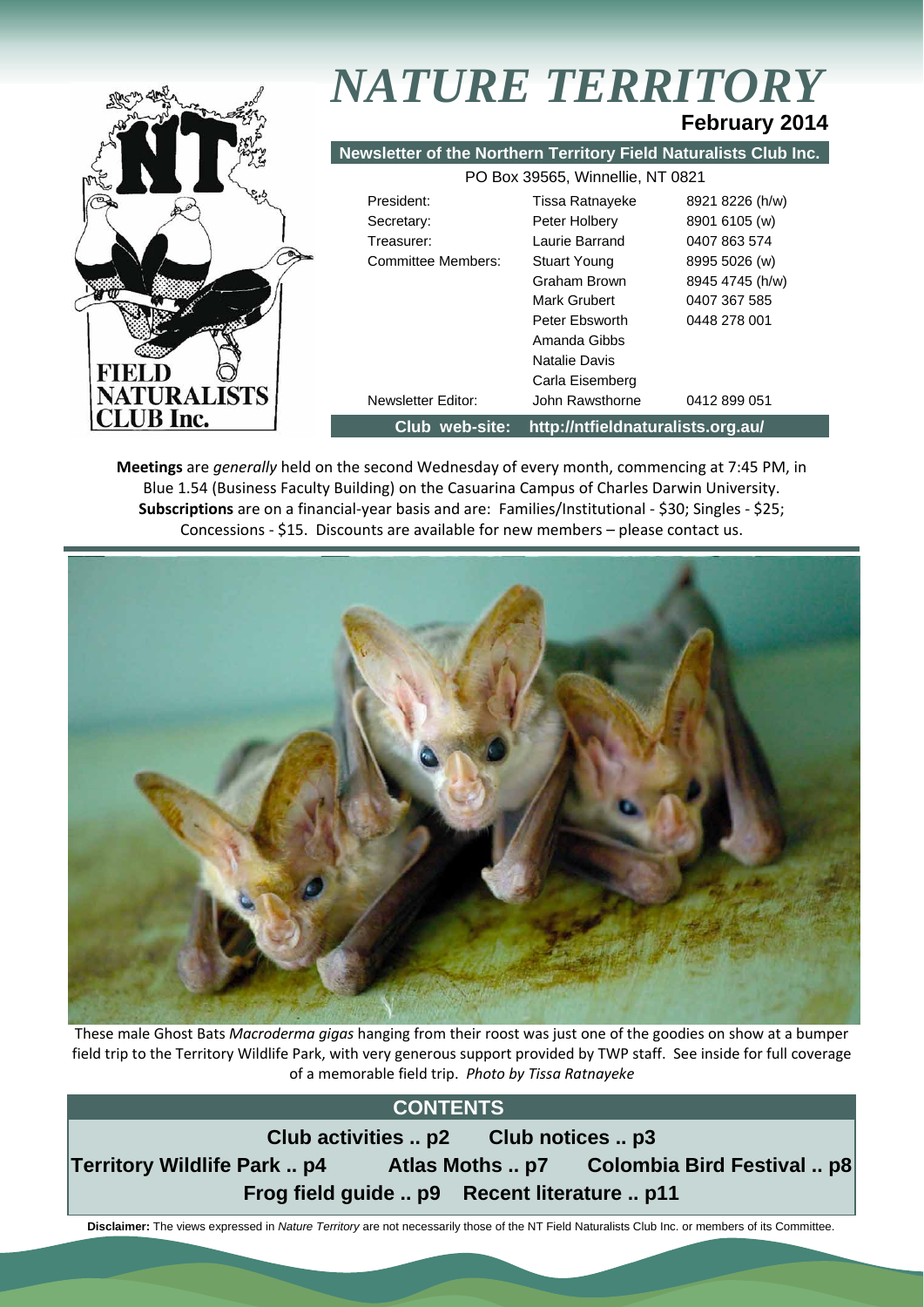# *NATURE TERRITORY*

**February 2014**

**Newsletter of the Northern Territory Field Naturalists Club Inc.**

PO Box 39565, Winnellie, NT 0821

| | | |
|---|---|---|
| President: | Tissa Ratnayeke | 8921 8226 (h/w) |
| Secretary: | Peter Holbery | 8901 6105 (w) |
| Treasurer: | Laurie Barrand | 0407 863 574 |
| Committee Members: | Stuart Young | 8995 5026 (w) |
| | Graham Brown | 8945 4745 (h/w) |
| | Mark Grubert | 0407 367 585 |
| | Peter Ebsworth | 0448 278 001 |
| | Amanda Gibbs | |
| | Natalie Davis | |
| | Carla Eisemberg | |
| Newsletter Editor: | John Rawsthorne | 0412 899 051 |

**Club web-site: http://ntfieldnaturalists.org.au/**

**Meetings** are *generally* held on the second Wednesday of every month, commencing at 7:45 PM, in Blue 1.54 (Business Faculty Building) on the Casuarina Campus of Charles Darwin University.
**Subscriptions** are on a financial-year basis and are: Families/Institutional - $30; Singles - $25; Concessions - $15. Discounts are available for new members – please contact us.

These male Ghost Bats *Macroderma gigas* hanging from their roost was just one of the goodies on show at a bumper field trip to the Territory Wildlife Park, with very generous support provided by TWP staff. See inside for full coverage of a memorable field trip. *Photo by Tissa Ratnayeke*

## CONTENTS

**Club activities .. p2 Club notices .. p3**

**Territory Wildlife Park .. p4 Atlas Moths .. p7 Colombia Bird Festival .. p8**

**Frog field guide .. p9 Recent literature .. p11**

**Disclaimer:** The views expressed in *Nature Territory* are not necessarily those of the NT Field Naturalists Club Inc. or members of its Committee.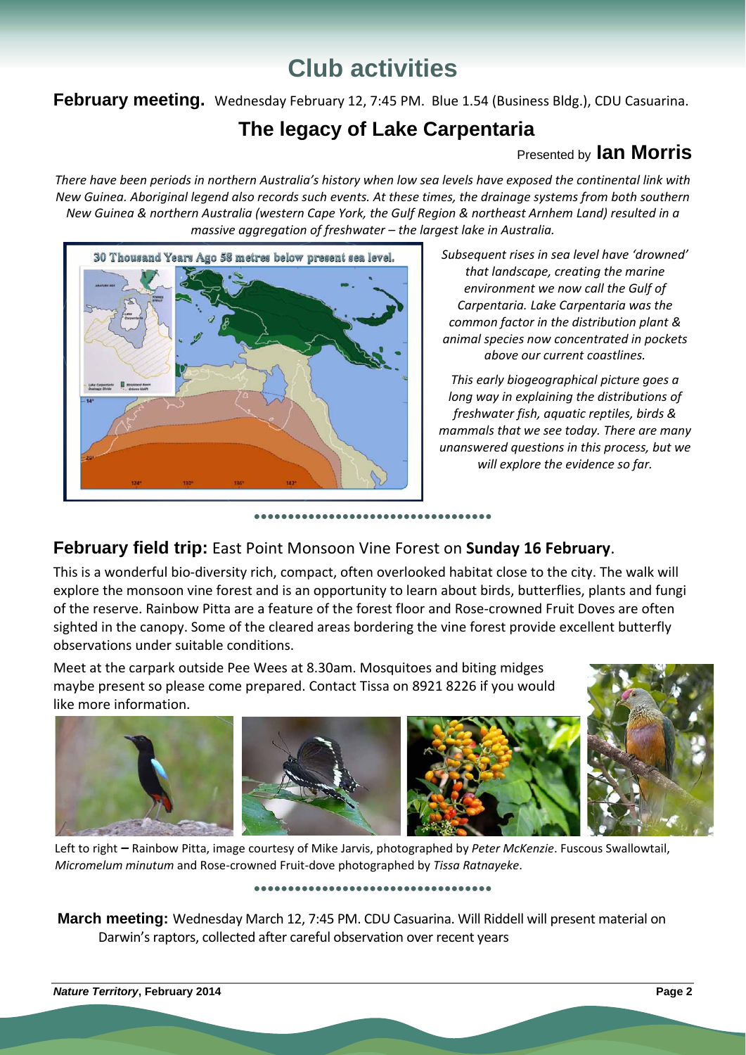# Club activities

**February meeting.** Wednesday February 12, 7:45 PM. Blue 1.54 (Business Bldg.), CDU Casuarina.

## The legacy of Lake Carpentaria

Presented by **Ian Morris**

*There have been periods in northern Australia's history when low sea levels have exposed the continental link with New Guinea. Aboriginal legend also records such events. At these times, the drainage systems from both southern New Guinea & northern Australia (western Cape York, the Gulf Region & northeast Arnhem Land) resulted in a massive aggregation of freshwater – the largest lake in Australia.*

30 Thousand Years Ago 58 metres below present sea level.

*Subsequent rises in sea level have 'drowned' that landscape, creating the marine environment we now call the Gulf of Carpentaria. Lake Carpentaria was the common factor in the distribution plant & animal species now concentrated in pockets above our current coastlines.*

*This early biogeographical picture goes a long way in explaining the distributions of freshwater fish, aquatic reptiles, birds & mammals that we see today. There are many unanswered questions in this process, but we will explore the evidence so far.*

---

**February field trip:** East Point Monsoon Vine Forest on **Sunday 16 February**.

This is a wonderful bio-diversity rich, compact, often overlooked habitat close to the city. The walk will explore the monsoon vine forest and is an opportunity to learn about birds, butterflies, plants and fungi of the reserve. Rainbow Pitta are a feature of the forest floor and Rose-crowned Fruit Doves are often sighted in the canopy. Some of the cleared areas bordering the vine forest provide excellent butterfly observations under suitable conditions.

Meet at the carpark outside Pee Wees at 8.30am. Mosquitoes and biting midges maybe present so please come prepared. Contact Tissa on 8921 8226 if you would like more information.

Left to right – Rainbow Pitta, image courtesy of Mike Jarvis, photographed by *Peter McKenzie*. Fuscous Swallowtail, *Micromelum minutum* and Rose-crowned Fruit-dove photographed by *Tissa Ratnayeke*.

---

**March meeting:** Wednesday March 12, 7:45 PM. CDU Casuarina. Will Riddell will present material on Darwin's raptors, collected after careful observation over recent years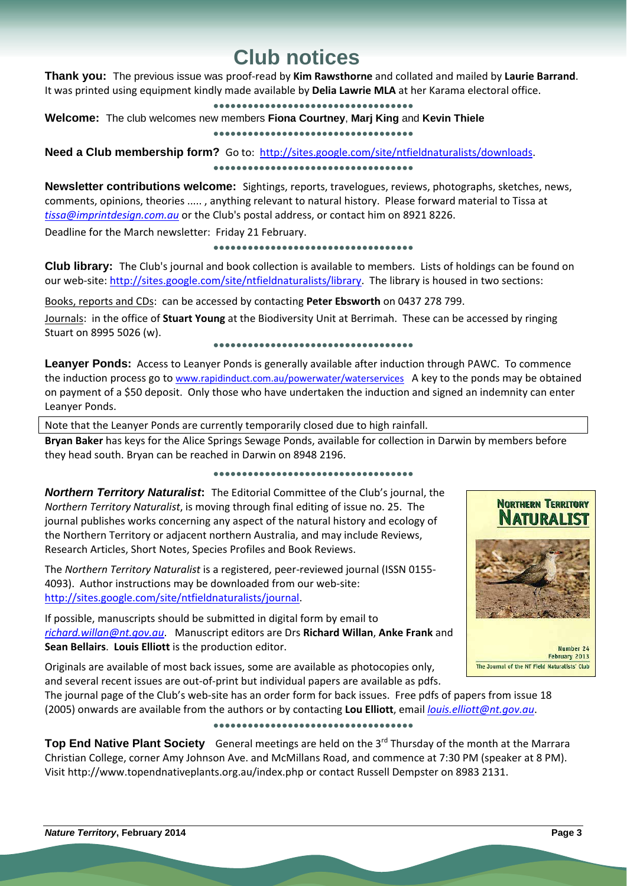# Club notices

**Thank you:** The previous issue was proof-read by **Kim Rawsthorne** and collated and mailed by **Laurie Barrand**. It was printed using equipment kindly made available by **Delia Lawrie MLA** at her Karama electoral office.

**Welcome:** The club welcomes new members **Fiona Courtney**, **Marj King** and **Kevin Thiele**

**Need a Club membership form?** Go to: http://sites.google.com/site/ntfieldnaturalists/downloads.

**Newsletter contributions welcome:** Sightings, reports, travelogues, reviews, photographs, sketches, news, comments, opinions, theories ..... , anything relevant to natural history. Please forward material to Tissa at *tissa@imprintdesign.com.au* or the Club's postal address, or contact him on 8921 8226.

Deadline for the March newsletter: Friday 21 February.

**Club library:** The Club's journal and book collection is available to members. Lists of holdings can be found on our web-site: http://sites.google.com/site/ntfieldnaturalists/library. The library is housed in two sections:

Books, reports and CDs: can be accessed by contacting **Peter Ebsworth** on 0437 278 799.

Journals: in the office of **Stuart Young** at the Biodiversity Unit at Berrimah. These can be accessed by ringing Stuart on 8995 5026 (w).

**Leanyer Ponds:** Access to Leanyer Ponds is generally available after induction through PAWC. To commence the induction process go to www.rapidinduct.com.au/powerwater/waterservices A key to the ponds may be obtained on payment of a $50 deposit. Only those who have undertaken the induction and signed an indemnity can enter Leanyer Ponds.

Note that the Leanyer Ponds are currently temporarily closed due to high rainfall.

**Bryan Baker** has keys for the Alice Springs Sewage Ponds, available for collection in Darwin by members before they head south. Bryan can be reached in Darwin on 8948 2196.

***Northern Territory Naturalist*:** The Editorial Committee of the Club's journal, the *Northern Territory Naturalist*, is moving through final editing of issue no. 25. The journal publishes works concerning any aspect of the natural history and ecology of the Northern Territory or adjacent northern Australia, and may include Reviews, Research Articles, Short Notes, Species Profiles and Book Reviews.

The *Northern Territory Naturalist* is a registered, peer-reviewed journal (ISSN 0155-4093). Author instructions may be downloaded from our web-site: http://sites.google.com/site/ntfieldnaturalists/journal.

If possible, manuscripts should be submitted in digital form by email to *richard.willan@nt.gov.au*. Manuscript editors are Drs **Richard Willan**, **Anke Frank** and **Sean Bellairs**. **Louis Elliott** is the production editor.

Originals are available of most back issues, some are available as photocopies only, and several recent issues are out-of-print but individual papers are available as pdfs. The journal page of the Club's web-site has an order form for back issues. Free pdfs of papers from issue 18 (2005) onwards are available from the authors or by contacting **Lou Elliott**, email *louis.elliott@nt.gov.au*.

NORTHERN TERRITORY NATURALIST

Number 24
February 2013
The Journal of the NT Field Naturalists' Club

**Top End Native Plant Society** General meetings are held on the 3rd Thursday of the month at the Marrara Christian College, corner Amy Johnson Ave. and McMillans Road, and commence at 7:30 PM (speaker at 8 PM). Visit http://www.topendnativeplants.org.au/index.php or contact Russell Dempster on 8983 2131.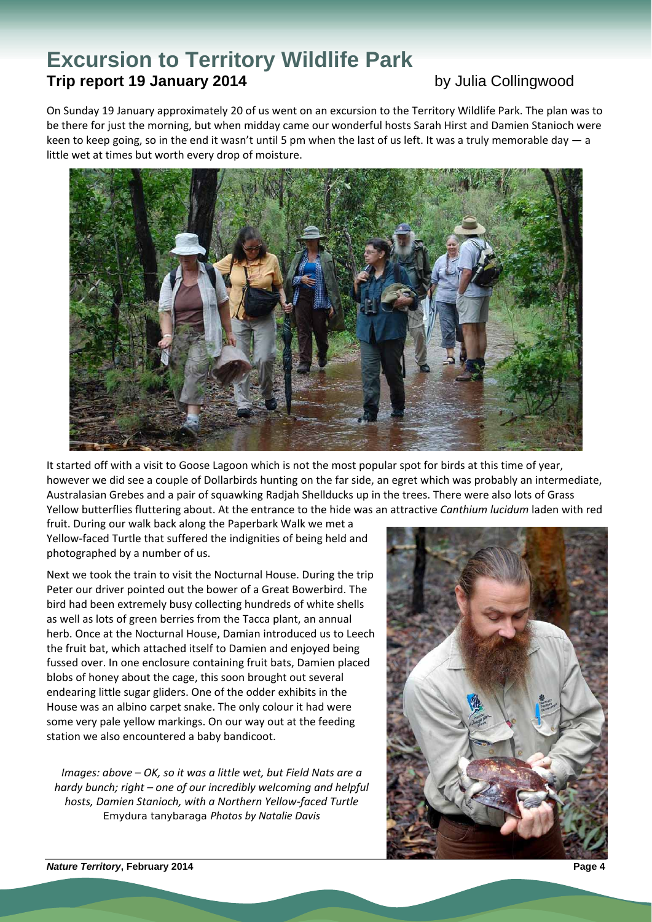# Excursion to Territory Wildlife Park

## Trip report 19 January 2014 by Julia Collingwood

On Sunday 19 January approximately 20 of us went on an excursion to the Territory Wildlife Park. The plan was to be there for just the morning, but when midday came our wonderful hosts Sarah Hirst and Damien Stanioch were keen to keep going, so in the end it wasn't until 5 pm when the last of us left. It was a truly memorable day — a little wet at times but worth every drop of moisture.

It started off with a visit to Goose Lagoon which is not the most popular spot for birds at this time of year, however we did see a couple of Dollarbirds hunting on the far side, an egret which was probably an intermediate, Australasian Grebes and a pair of squawking Radjah Shellducks up in the trees. There were also lots of Grass Yellow butterflies fluttering about. At the entrance to the hide was an attractive *Canthium lucidum* laden with red fruit. During our walk back along the Paperbark Walk we met a Yellow-faced Turtle that suffered the indignities of being held and photographed by a number of us.

Next we took the train to visit the Nocturnal House. During the trip Peter our driver pointed out the bower of a Great Bowerbird. The bird had been extremely busy collecting hundreds of white shells as well as lots of green berries from the Tacca plant, an annual herb. Once at the Nocturnal House, Damian introduced us to Leech the fruit bat, which attached itself to Damien and enjoyed being fussed over. In one enclosure containing fruit bats, Damien placed blobs of honey about the cage, this soon brought out several endearing little sugar gliders. One of the odder exhibits in the House was an albino carpet snake. The only colour it had were some very pale yellow markings. On our way out at the feeding station we also encountered a baby bandicoot.

*Images: above – OK, so it was a little wet, but Field Nats are a hardy bunch; right – one of our incredibly welcoming and helpful hosts, Damien Stanioch, with a Northern Yellow-faced Turtle* Emydura tanybaraga *Photos by Natalie Davis*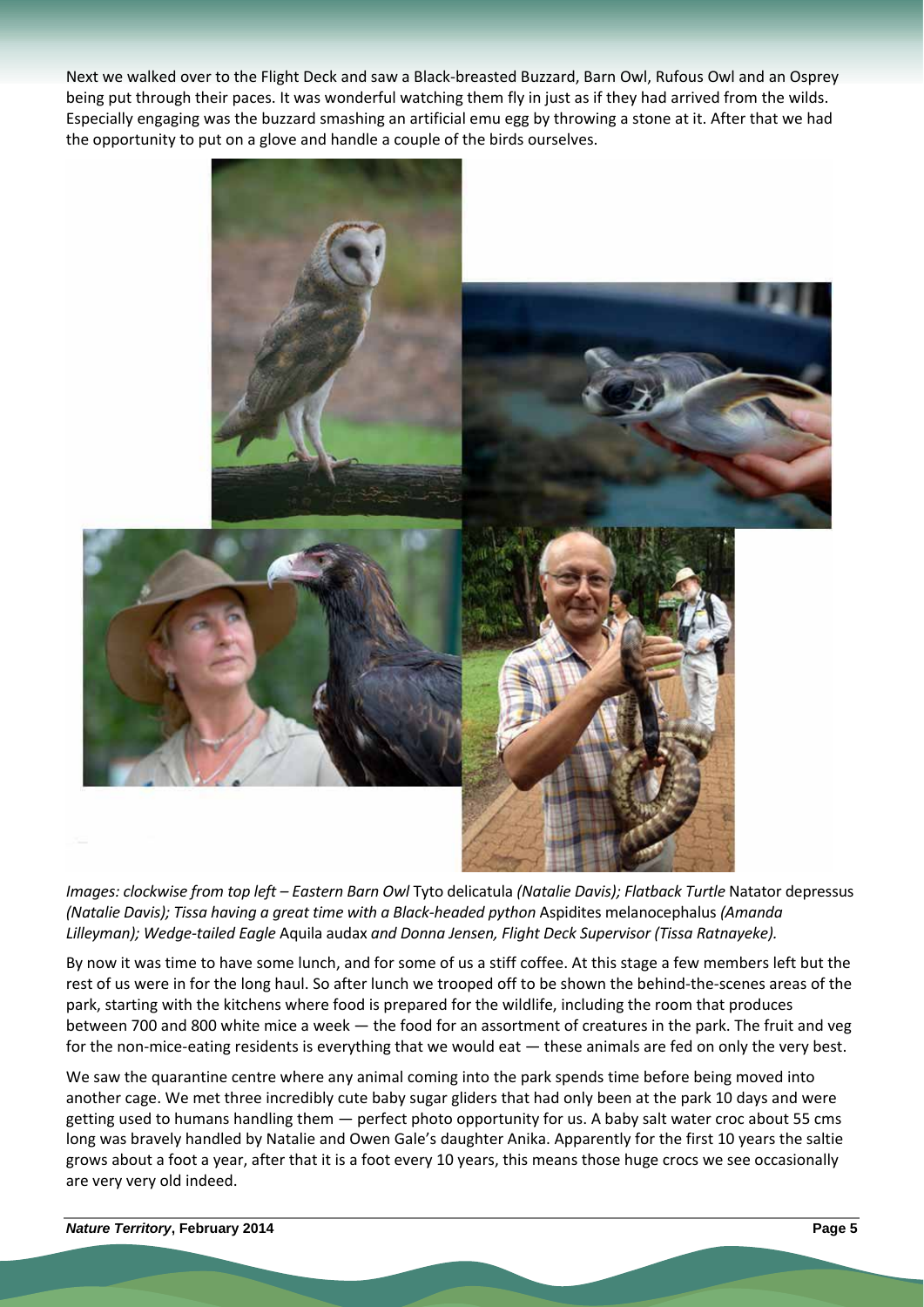Next we walked over to the Flight Deck and saw a Black-breasted Buzzard, Barn Owl, Rufous Owl and an Osprey being put through their paces. It was wonderful watching them fly in just as if they had arrived from the wilds. Especially engaging was the buzzard smashing an artificial emu egg by throwing a stone at it. After that we had the opportunity to put on a glove and handle a couple of the birds ourselves.

*Images: clockwise from top left – Eastern Barn Owl* Tyto delicatula *(Natalie Davis); Flatback Turtle* Natator depressus *(Natalie Davis); Tissa having a great time with a Black-headed python* Aspidites melanocephalus *(Amanda Lilleyman); Wedge-tailed Eagle* Aquila audax *and Donna Jensen, Flight Deck Supervisor (Tissa Ratnayeke).*

By now it was time to have some lunch, and for some of us a stiff coffee. At this stage a few members left but the rest of us were in for the long haul. So after lunch we trooped off to be shown the behind-the-scenes areas of the park, starting with the kitchens where food is prepared for the wildlife, including the room that produces between 700 and 800 white mice a week — the food for an assortment of creatures in the park. The fruit and veg for the non-mice-eating residents is everything that we would eat — these animals are fed on only the very best.

We saw the quarantine centre where any animal coming into the park spends time before being moved into another cage. We met three incredibly cute baby sugar gliders that had only been at the park 10 days and were getting used to humans handling them — perfect photo opportunity for us. A baby salt water croc about 55 cms long was bravely handled by Natalie and Owen Gale's daughter Anika. Apparently for the first 10 years the saltie grows about a foot a year, after that it is a foot every 10 years, this means those huge crocs we see occasionally are very very old indeed.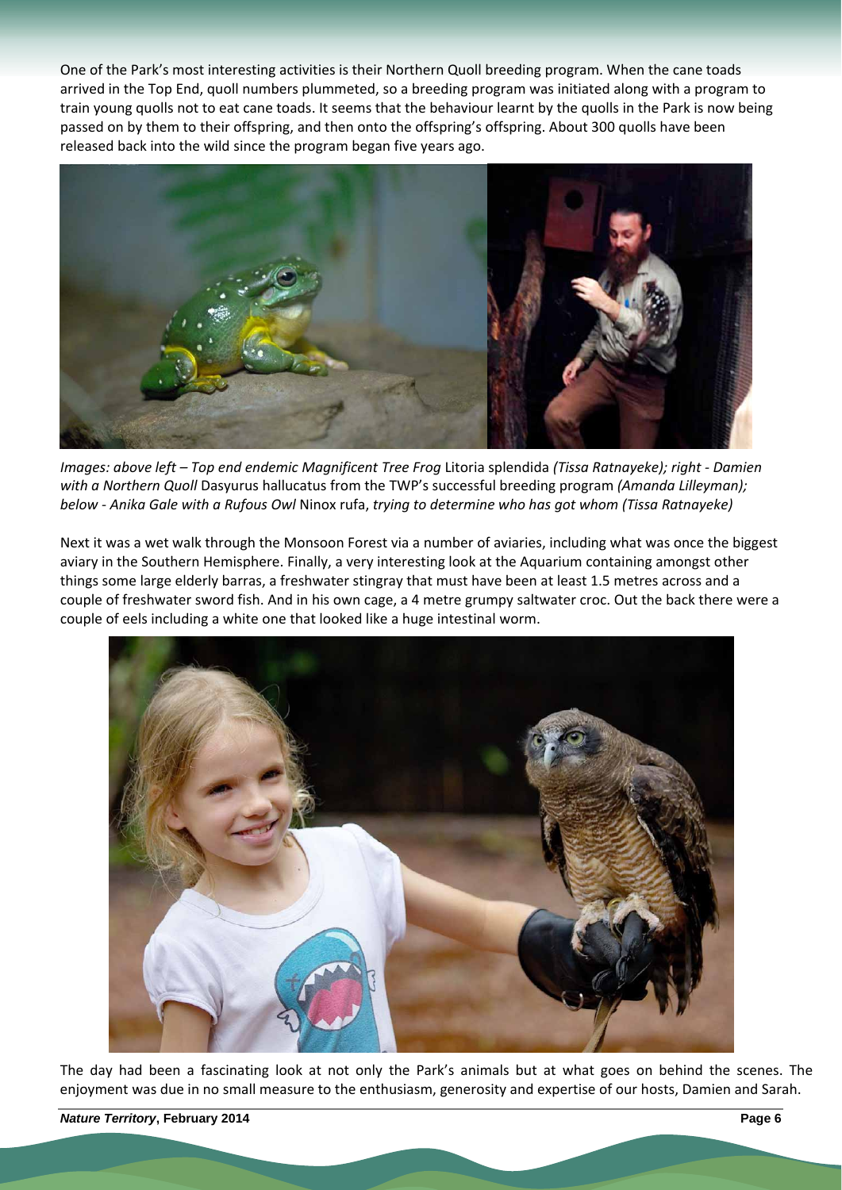One of the Park's most interesting activities is their Northern Quoll breeding program. When the cane toads arrived in the Top End, quoll numbers plummeted, so a breeding program was initiated along with a program to train young quolls not to eat cane toads. It seems that the behaviour learnt by the quolls in the Park is now being passed on by them to their offspring, and then onto the offspring's offspring. About 300 quolls have been released back into the wild since the program began five years ago.

*Images: above left – Top end endemic Magnificent Tree Frog* Litoria splendida *(Tissa Ratnayeke); right - Damien with a Northern Quoll* Dasyurus hallucatus *from the TWP's successful breeding program (Amanda Lilleyman); below - Anika Gale with a Rufous Owl* Ninox rufa, *trying to determine who has got whom (Tissa Ratnayeke)*

Next it was a wet walk through the Monsoon Forest via a number of aviaries, including what was once the biggest aviary in the Southern Hemisphere. Finally, a very interesting look at the Aquarium containing amongst other things some large elderly barras, a freshwater stingray that must have been at least 1.5 metres across and a couple of freshwater sword fish. And in his own cage, a 4 metre grumpy saltwater croc. Out the back there were a couple of eels including a white one that looked like a huge intestinal worm.

The day had been a fascinating look at not only the Park's animals but at what goes on behind the scenes. The enjoyment was due in no small measure to the enthusiasm, generosity and expertise of our hosts, Damien and Sarah.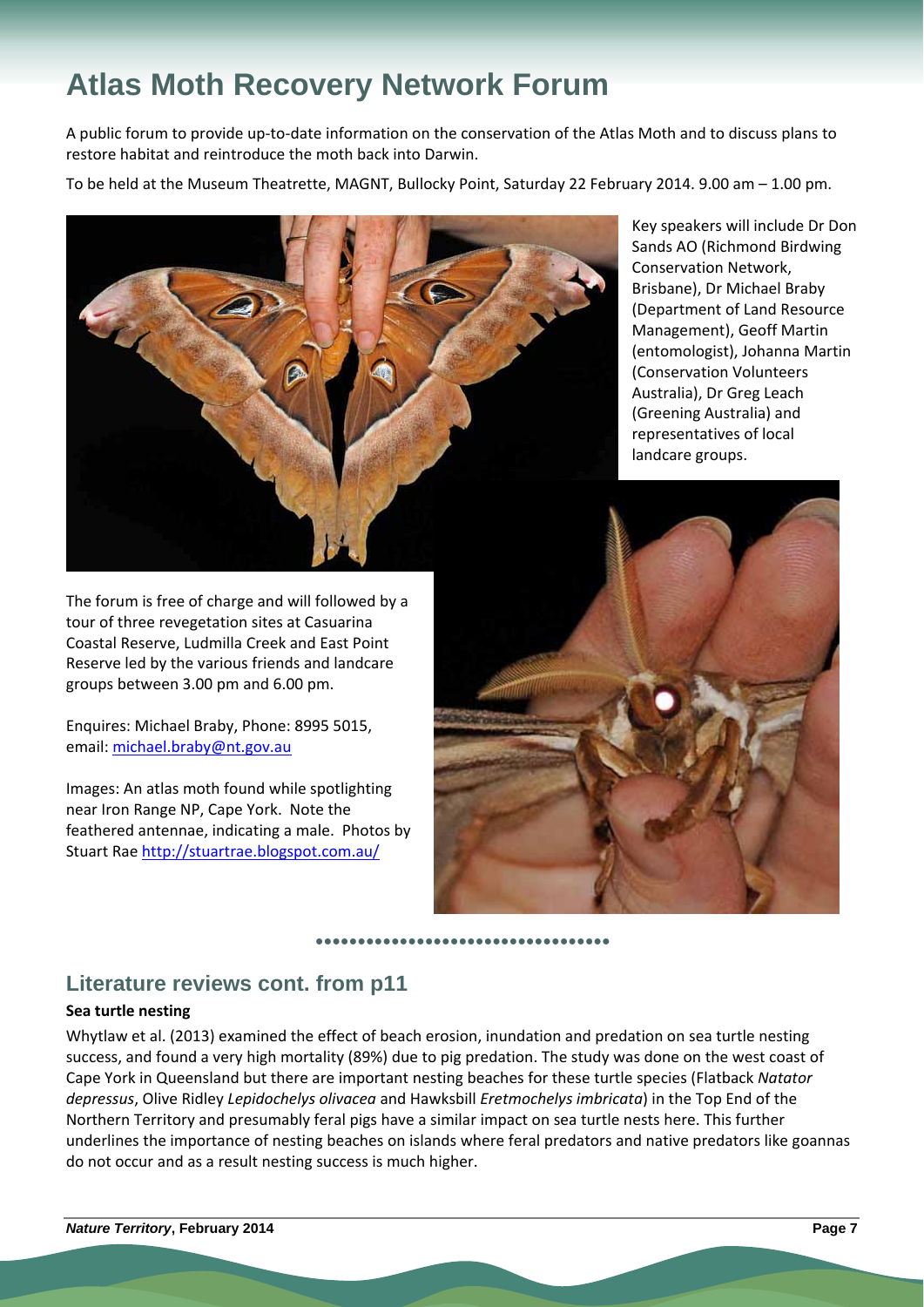# Atlas Moth Recovery Network Forum

A public forum to provide up-to-date information on the conservation of the Atlas Moth and to discuss plans to restore habitat and reintroduce the moth back into Darwin.

To be held at the Museum Theatrette, MAGNT, Bullocky Point, Saturday 22 February 2014. 9.00 am – 1.00 pm.

Key speakers will include Dr Don Sands AO (Richmond Birdwing Conservation Network, Brisbane), Dr Michael Braby (Department of Land Resource Management), Geoff Martin (entomologist), Johanna Martin (Conservation Volunteers Australia), Dr Greg Leach (Greening Australia) and representatives of local landcare groups.

The forum is free of charge and will followed by a tour of three revegetation sites at Casuarina Coastal Reserve, Ludmilla Creek and East Point Reserve led by the various friends and landcare groups between 3.00 pm and 6.00 pm.

Enquires: Michael Braby, Phone: 8995 5015, email: michael.braby@nt.gov.au

Images: An atlas moth found while spotlighting near Iron Range NP, Cape York. Note the feathered antennae, indicating a male. Photos by Stuart Rae http://stuartrae.blogspot.com.au/

## Literature reviews cont. from p11

**Sea turtle nesting**

Whytlaw et al. (2013) examined the effect of beach erosion, inundation and predation on sea turtle nesting success, and found a very high mortality (89%) due to pig predation. The study was done on the west coast of Cape York in Queensland but there are important nesting beaches for these turtle species (Flatback *Natator depressus*, Olive Ridley *Lepidochelys olivacea* and Hawksbill *Eretmochelys imbricata*) in the Top End of the Northern Territory and presumably feral pigs have a similar impact on sea turtle nests here. This further underlines the importance of nesting beaches on islands where feral predators and native predators like goannas do not occur and as a result nesting success is much higher.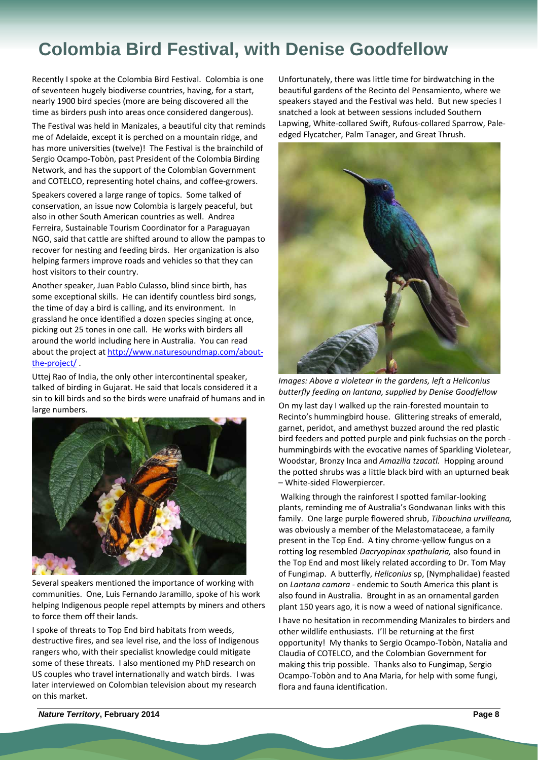# Colombia Bird Festival, with Denise Goodfellow

Recently I spoke at the Colombia Bird Festival. Colombia is one of seventeen hugely biodiverse countries, having, for a start, nearly 1900 bird species (more are being discovered all the time as birders push into areas once considered dangerous).

The Festival was held in Manizales, a beautiful city that reminds me of Adelaide, except it is perched on a mountain ridge, and has more universities (twelve)! The Festival is the brainchild of Sergio Ocampo-Tobòn, past President of the Colombia Birding Network, and has the support of the Colombian Government and COTELCO, representing hotel chains, and coffee-growers.

Speakers covered a large range of topics. Some talked of conservation, an issue now Colombia is largely peaceful, but also in other South American countries as well. Andrea Ferreira, Sustainable Tourism Coordinator for a Paraguayan NGO, said that cattle are shifted around to allow the pampas to recover for nesting and feeding birds. Her organization is also helping farmers improve roads and vehicles so that they can host visitors to their country.

Another speaker, Juan Pablo Culasso, blind since birth, has some exceptional skills. He can identify countless bird songs, the time of day a bird is calling, and its environment. In grassland he once identified a dozen species singing at once, picking out 25 tones in one call. He works with birders all around the world including here in Australia. You can read about the project at http://www.naturesoundmap.com/about-the-project/ .

Uttej Rao of India, the only other intercontinental speaker, talked of birding in Gujarat. He said that locals considered it a sin to kill birds and so the birds were unafraid of humans and in large numbers.

Several speakers mentioned the importance of working with communities. One, Luis Fernando Jaramillo, spoke of his work helping Indigenous people repel attempts by miners and others to force them off their lands.

I spoke of threats to Top End bird habitats from weeds, destructive fires, and sea level rise, and the loss of Indigenous rangers who, with their specialist knowledge could mitigate some of these threats. I also mentioned my PhD research on US couples who travel internationally and watch birds. I was later interviewed on Colombian television about my research on this market.

Unfortunately, there was little time for birdwatching in the beautiful gardens of the Recinto del Pensamiento, where we speakers stayed and the Festival was held. But new species I snatched a look at between sessions included Southern Lapwing, White-collared Swift, Rufous-collared Sparrow, Pale-edged Flycatcher, Palm Tanager, and Great Thrush.

*Images: Above a violetear in the gardens, left a Heliconius butterfly feeding on lantana, supplied by Denise Goodfellow*

On my last day I walked up the rain-forested mountain to Recinto's hummingbird house. Glittering streaks of emerald, garnet, peridot, and amethyst buzzed around the red plastic bird feeders and potted purple and pink fuchsias on the porch - hummingbirds with the evocative names of Sparkling Violetear, Woodstar, Bronzy Inca and *Amazilia tzacatl.* Hopping around the potted shrubs was a little black bird with an upturned beak – White-sided Flowerpiercer.

Walking through the rainforest I spotted familar-looking plants, reminding me of Australia's Gondwanan links with this family. One large purple flowered shrub, *Tibouchina urvilleana,* was obviously a member of the Melastomataceae, a family present in the Top End. A tiny chrome-yellow fungus on a rotting log resembled *Dacryopinax spathularia,* also found in the Top End and most likely related according to Dr. Tom May of Fungimap. A butterfly, *Heliconius* sp, (Nymphalidae) feasted on *Lantana camara* - endemic to South America this plant is also found in Australia. Brought in as an ornamental garden plant 150 years ago, it is now a weed of national significance.

I have no hesitation in recommending Manizales to birders and other wildlife enthusiasts. I'll be returning at the first opportunity! My thanks to Sergio Ocampo-Tobòn, Natalia and Claudia of COTELCO, and the Colombian Government for making this trip possible. Thanks also to Fungimap, Sergio Ocampo-Tobòn and to Ana Maria, for help with some fungi, flora and fauna identification.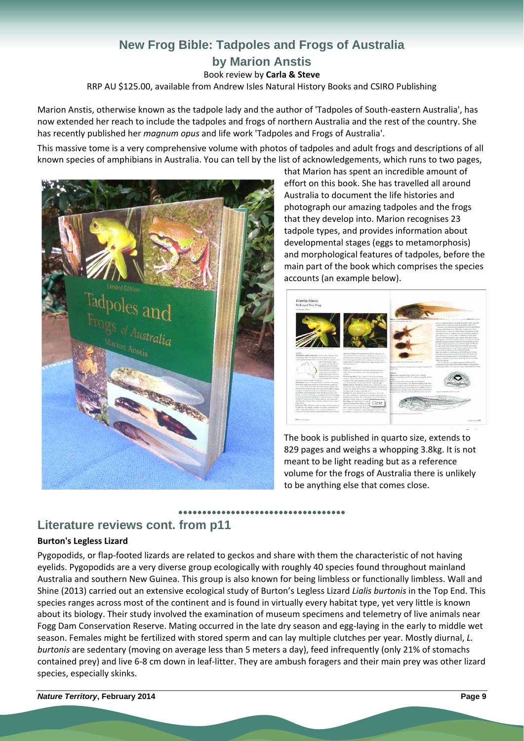## New Frog Bible: Tadpoles and Frogs of Australia

## by Marion Anstis

Book review by **Carla & Steve**

RRP AU $125.00, available from Andrew Isles Natural History Books and CSIRO Publishing

Marion Anstis, otherwise known as the tadpole lady and the author of 'Tadpoles of South-eastern Australia', has now extended her reach to include the tadpoles and frogs of northern Australia and the rest of the country. She has recently published her *magnum opus* and life work 'Tadpoles and Frogs of Australia'.

This massive tome is a very comprehensive volume with photos of tadpoles and adult frogs and descriptions of all known species of amphibians in Australia. You can tell by the list of acknowledgements, which runs to two pages, that Marion has spent an incredible amount of effort on this book. She has travelled all around Australia to document the life histories and photograph our amazing tadpoles and the frogs that they develop into. Marion recognises 23 tadpole types, and provides information about developmental stages (eggs to metamorphosis) and morphological features of tadpoles, before the main part of the book which comprises the species accounts (an example below).

The book is published in quarto size, extends to 829 pages and weighs a whopping 3.8kg. It is not meant to be light reading but as a reference volume for the frogs of Australia there is unlikely to be anything else that comes close.

## Literature reviews cont. from p11

### Burton's Legless Lizard

Pygopodids, or flap-footed lizards are related to geckos and share with them the characteristic of not having eyelids. Pygopodids are a very diverse group ecologically with roughly 40 species found throughout mainland Australia and southern New Guinea. This group is also known for being limbless or functionally limbless. Wall and Shine (2013) carried out an extensive ecological study of Burton's Legless Lizard *Lialis burtonis* in the Top End. This species ranges across most of the continent and is found in virtually every habitat type, yet very little is known about its biology. Their study involved the examination of museum specimens and telemetry of live animals near Fogg Dam Conservation Reserve. Mating occurred in the late dry season and egg-laying in the early to middle wet season. Females might be fertilized with stored sperm and can lay multiple clutches per year. Mostly diurnal, *L. burtonis* are sedentary (moving on average less than 5 meters a day), feed infrequently (only 21% of stomachs contained prey) and live 6-8 cm down in leaf-litter. They are ambush foragers and their main prey was other lizard species, especially skinks.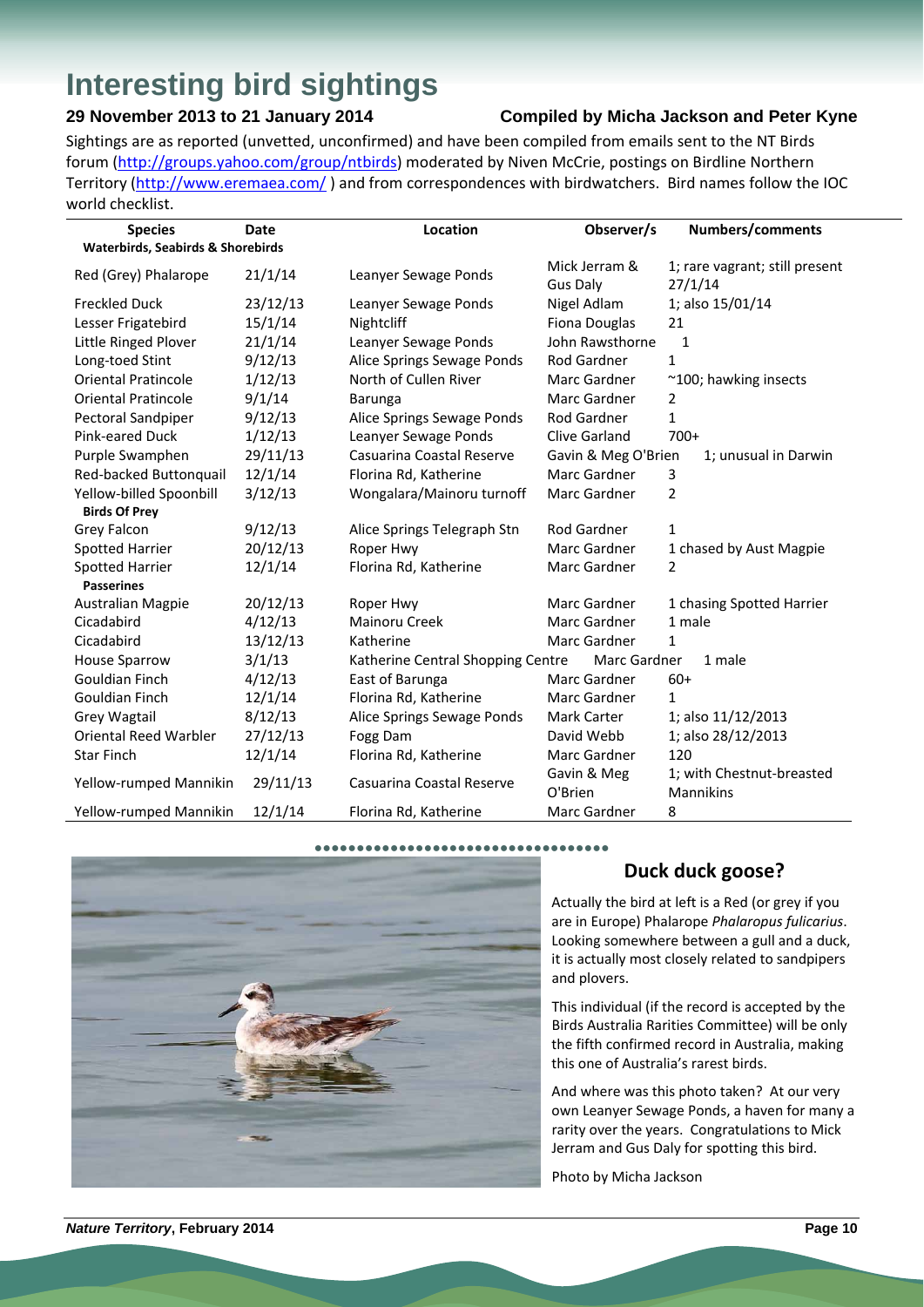# Interesting bird sightings

**29 November 2013 to 21 January 2014** **Compiled by Micha Jackson and Peter Kyne**

Sightings are as reported (unvetted, unconfirmed) and have been compiled from emails sent to the NT Birds forum (http://groups.yahoo.com/group/ntbirds) moderated by Niven McCrie, postings on Birdline Northern Territory (http://www.eremaea.com/ ) and from correspondences with birdwatchers. Bird names follow the IOC world checklist.

| Species | Date | Location | Observer/s | Numbers/comments |
|---|---|---|---|---|
| **Waterbirds, Seabirds & Shorebirds** | | | | |
| Red (Grey) Phalarope | 21/1/14 | Leanyer Sewage Ponds | Mick Jerram & Gus Daly | 1; rare vagrant; still present 27/1/14 |
| Freckled Duck | 23/12/13 | Leanyer Sewage Ponds | Nigel Adlam | 1; also 15/01/14 |
| Lesser Frigatebird | 15/1/14 | Nightcliff | Fiona Douglas | 21 |
| Little Ringed Plover | 21/1/14 | Leanyer Sewage Ponds | John Rawsthorne | 1 |
| Long-toed Stint | 9/12/13 | Alice Springs Sewage Ponds | Rod Gardner | 1 |
| Oriental Pratincole | 1/12/13 | North of Cullen River | Marc Gardner | ~100; hawking insects |
| Oriental Pratincole | 9/1/14 | Barunga | Marc Gardner | 2 |
| Pectoral Sandpiper | 9/12/13 | Alice Springs Sewage Ponds | Rod Gardner | 1 |
| Pink-eared Duck | 1/12/13 | Leanyer Sewage Ponds | Clive Garland | 700+ |
| Purple Swamphen | 29/11/13 | Casuarina Coastal Reserve | Gavin & Meg O'Brien | 1; unusual in Darwin |
| Red-backed Buttonquail | 12/1/14 | Florina Rd, Katherine | Marc Gardner | 3 |
| Yellow-billed Spoonbill | 3/12/13 | Wongalara/Mainoru turnoff | Marc Gardner | 2 |
| **Birds Of Prey** | | | | |
| Grey Falcon | 9/12/13 | Alice Springs Telegraph Stn | Rod Gardner | 1 |
| Spotted Harrier | 20/12/13 | Roper Hwy | Marc Gardner | 1 chased by Aust Magpie |
| Spotted Harrier | 12/1/14 | Florina Rd, Katherine | Marc Gardner | 2 |
| **Passerines** | | | | |
| Australian Magpie | 20/12/13 | Roper Hwy | Marc Gardner | 1 chasing Spotted Harrier |
| Cicadabird | 4/12/13 | Mainoru Creek | Marc Gardner | 1 male |
| Cicadabird | 13/12/13 | Katherine | Marc Gardner | 1 |
| House Sparrow | 3/1/13 | Katherine Central Shopping Centre | Marc Gardner | 1 male |
| Gouldian Finch | 4/12/13 | East of Barunga | Marc Gardner | 60+ |
| Gouldian Finch | 12/1/14 | Florina Rd, Katherine | Marc Gardner | 1 |
| Grey Wagtail | 8/12/13 | Alice Springs Sewage Ponds | Mark Carter | 1; also 11/12/2013 |
| Oriental Reed Warbler | 27/12/13 | Fogg Dam | David Webb | 1; also 28/12/2013 |
| Star Finch | 12/1/14 | Florina Rd, Katherine | Marc Gardner | 120 |
| Yellow-rumped Mannikin | 29/11/13 | Casuarina Coastal Reserve | Gavin & Meg O'Brien | 1; with Chestnut-breasted Mannikins |
| Yellow-rumped Mannikin | 12/1/14 | Florina Rd, Katherine | Marc Gardner | 8 |

## Duck duck goose?

Actually the bird at left is a Red (or grey if you are in Europe) Phalarope *Phalaropus fulicarius*. Looking somewhere between a gull and a duck, it is actually most closely related to sandpipers and plovers.

This individual (if the record is accepted by the Birds Australia Rarities Committee) will be only the fifth confirmed record in Australia, making this one of Australia's rarest birds.

And where was this photo taken? At our very own Leanyer Sewage Ponds, a haven for many a rarity over the years. Congratulations to Mick Jerram and Gus Daly for spotting this bird.

Photo by Micha Jackson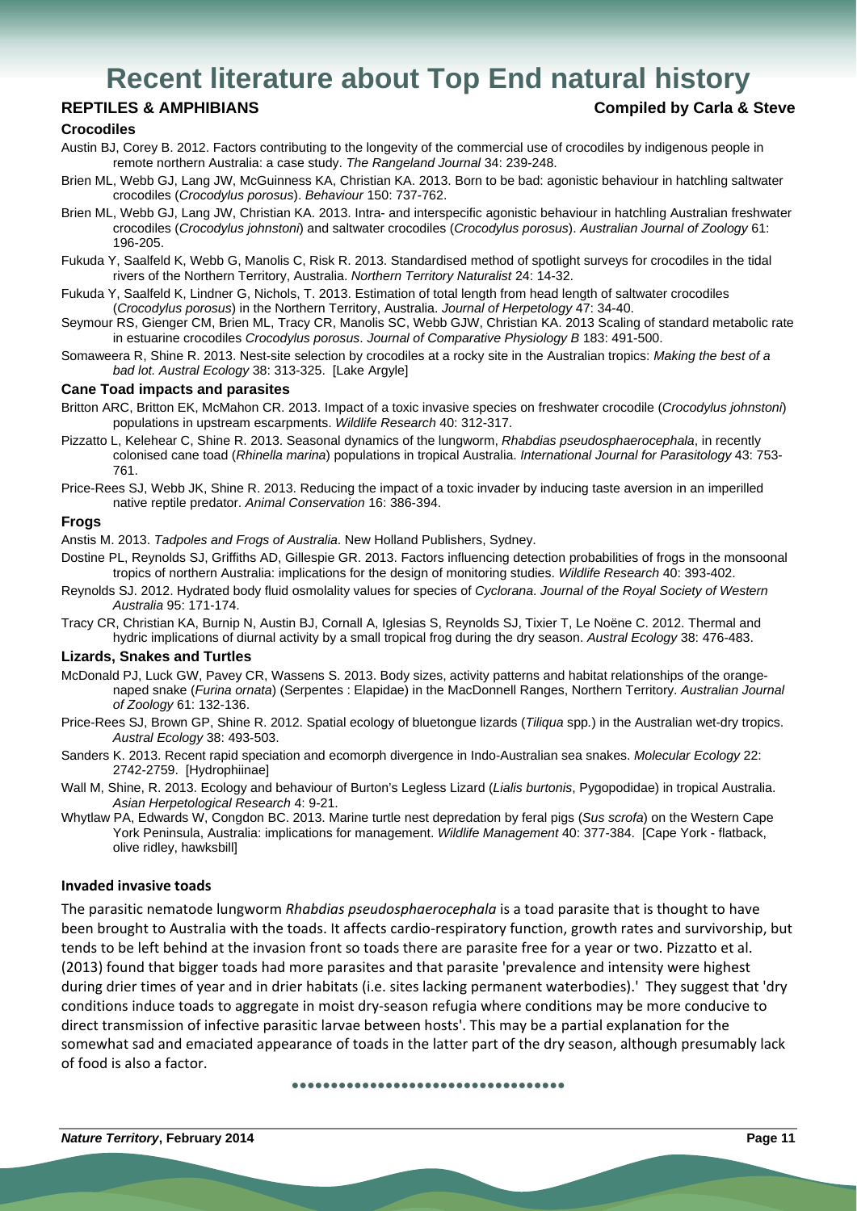# Recent literature about Top End natural history

**REPTILES & AMPHIBIANS** **Compiled by Carla & Steve**

### Crocodiles

Austin BJ, Corey B. 2012. Factors contributing to the longevity of the commercial use of crocodiles by indigenous people in remote northern Australia: a case study. *The Rangeland Journal* 34: 239-248.

Brien ML, Webb GJ, Lang JW, McGuinness KA, Christian KA. 2013. Born to be bad: agonistic behaviour in hatchling saltwater crocodiles (*Crocodylus porosus*). *Behaviour* 150: 737-762.

Brien ML, Webb GJ, Lang JW, Christian KA. 2013. Intra- and interspecific agonistic behaviour in hatchling Australian freshwater crocodiles (*Crocodylus johnstoni*) and saltwater crocodiles (*Crocodylus porosus*). *Australian Journal of Zoology* 61: 196-205.

Fukuda Y, Saalfeld K, Webb G, Manolis C, Risk R. 2013. Standardised method of spotlight surveys for crocodiles in the tidal rivers of the Northern Territory, Australia. *Northern Territory Naturalist* 24: 14-32.

Fukuda Y, Saalfeld K, Lindner G, Nichols, T. 2013. Estimation of total length from head length of saltwater crocodiles (*Crocodylus porosus*) in the Northern Territory, Australia. *Journal of Herpetology* 47: 34-40.

Seymour RS, Gienger CM, Brien ML, Tracy CR, Manolis SC, Webb GJW, Christian KA. 2013 Scaling of standard metabolic rate in estuarine crocodiles *Crocodylus porosus*. *Journal of Comparative Physiology B* 183: 491-500.

Somaweera R, Shine R. 2013. Nest-site selection by crocodiles at a rocky site in the Australian tropics: *Making the best of a bad lot. Austral Ecology* 38: 313-325. [Lake Argyle]

### Cane Toad impacts and parasites

Britton ARC, Britton EK, McMahon CR. 2013. Impact of a toxic invasive species on freshwater crocodile (*Crocodylus johnstoni*) populations in upstream escarpments. *Wildlife Research* 40: 312-317.

Pizzatto L, Kelehear C, Shine R. 2013. Seasonal dynamics of the lungworm, *Rhabdias pseudosphaerocephala*, in recently colonised cane toad (*Rhinella marina*) populations in tropical Australia. *International Journal for Parasitology* 43: 753-761.

Price-Rees SJ, Webb JK, Shine R. 2013. Reducing the impact of a toxic invader by inducing taste aversion in an imperilled native reptile predator. *Animal Conservation* 16: 386-394.

### Frogs

Anstis M. 2013. *Tadpoles and Frogs of Australia*. New Holland Publishers, Sydney.

Dostine PL, Reynolds SJ, Griffiths AD, Gillespie GR. 2013. Factors influencing detection probabilities of frogs in the monsoonal tropics of northern Australia: implications for the design of monitoring studies. *Wildlife Research* 40: 393-402.

Reynolds SJ. 2012. Hydrated body fluid osmolality values for species of *Cyclorana*. *Journal of the Royal Society of Western Australia* 95: 171-174.

Tracy CR, Christian KA, Burnip N, Austin BJ, Cornall A, Iglesias S, Reynolds SJ, Tixier T, Le Noëne C. 2012. Thermal and hydric implications of diurnal activity by a small tropical frog during the dry season. *Austral Ecology* 38: 476-483.

### Lizards, Snakes and Turtles

McDonald PJ, Luck GW, Pavey CR, Wassens S. 2013. Body sizes, activity patterns and habitat relationships of the orange-naped snake (*Furina ornata*) (Serpentes : Elapidae) in the MacDonnell Ranges, Northern Territory. *Australian Journal of Zoology* 61: 132-136.

Price-Rees SJ, Brown GP, Shine R. 2012. Spatial ecology of bluetongue lizards (*Tiliqua* spp.) in the Australian wet-dry tropics. *Austral Ecology* 38: 493-503.

Sanders K. 2013. Recent rapid speciation and ecomorph divergence in Indo-Australian sea snakes. *Molecular Ecology* 22: 2742-2759. [Hydrophiinae]

Wall M, Shine, R. 2013. Ecology and behaviour of Burton's Legless Lizard (*Lialis burtonis*, Pygopodidae) in tropical Australia. *Asian Herpetological Research* 4: 9-21.

Whytlaw PA, Edwards W, Congdon BC. 2013. Marine turtle nest depredation by feral pigs (*Sus scrofa*) on the Western Cape York Peninsula, Australia: implications for management. *Wildlife Management* 40: 377-384. [Cape York - flatback, olive ridley, hawksbill]

### Invaded invasive toads

The parasitic nematode lungworm *Rhabdias pseudosphaerocephala* is a toad parasite that is thought to have been brought to Australia with the toads. It affects cardio-respiratory function, growth rates and survivorship, but tends to be left behind at the invasion front so toads there are parasite free for a year or two. Pizzatto et al. (2013) found that bigger toads had more parasites and that parasite 'prevalence and intensity were highest during drier times of year and in drier habitats (i.e. sites lacking permanent waterbodies).' They suggest that 'dry conditions induce toads to aggregate in moist dry-season refugia where conditions may be more conducive to direct transmission of infective parasitic larvae between hosts'. This may be a partial explanation for the somewhat sad and emaciated appearance of toads in the latter part of the dry season, although presumably lack of food is also a factor.

••••••••••••••••••••••••••••••••••